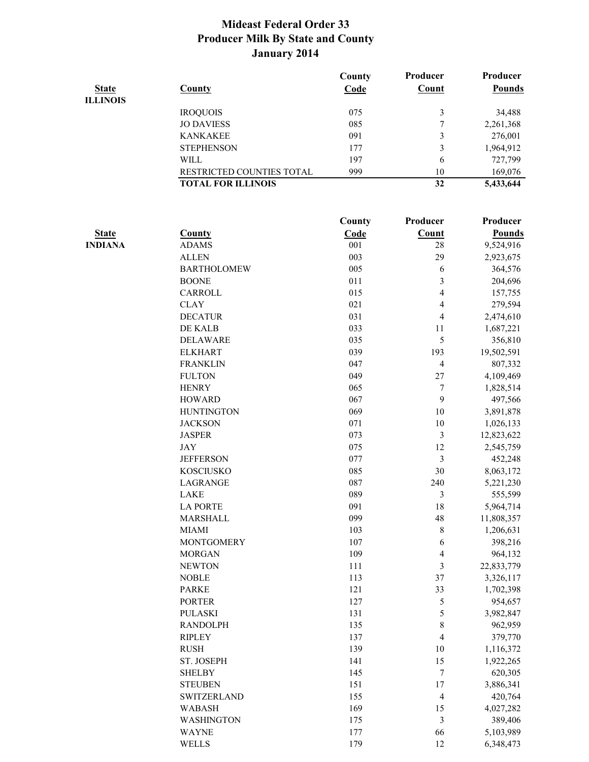# Mideast Federal Order 33
## Producer Milk By State and County
### January 2014

| State | County | County Code | Producer Count | Producer Pounds |
|---|---|---|---|---|
| ILLINOIS | | | | |
| | IROQUOIS | 075 | 3 | 34,488 |
| | JO DAVIESS | 085 | 7 | 2,261,368 |
| | KANKAKEE | 091 | 3 | 276,001 |
| | STEPHENSON | 177 | 3 | 1,964,912 |
| | WILL | 197 | 6 | 727,799 |
| | RESTRICTED COUNTIES TOTAL | 999 | 10 | 169,076 |
| | **TOTAL FOR ILLINOIS** | | **32** | **5,433,644** |

| State | County | County Code | Producer Count | Producer Pounds |
|---|---|---|---|---|
| INDIANA | ADAMS | 001 | 28 | 9,524,916 |
| | ALLEN | 003 | 29 | 2,923,675 |
| | BARTHOLOMEW | 005 | 6 | 364,576 |
| | BOONE | 011 | 3 | 204,696 |
| | CARROLL | 015 | 4 | 157,755 |
| | CLAY | 021 | 4 | 279,594 |
| | DECATUR | 031 | 4 | 2,474,610 |
| | DE KALB | 033 | 11 | 1,687,221 |
| | DELAWARE | 035 | 5 | 356,810 |
| | ELKHART | 039 | 193 | 19,502,591 |
| | FRANKLIN | 047 | 4 | 807,332 |
| | FULTON | 049 | 27 | 4,109,469 |
| | HENRY | 065 | 7 | 1,828,514 |
| | HOWARD | 067 | 9 | 497,566 |
| | HUNTINGTON | 069 | 10 | 3,891,878 |
| | JACKSON | 071 | 10 | 1,026,133 |
| | JASPER | 073 | 3 | 12,823,622 |
| | JAY | 075 | 12 | 2,545,759 |
| | JEFFERSON | 077 | 3 | 452,248 |
| | KOSCIUSKO | 085 | 30 | 8,063,172 |
| | LAGRANGE | 087 | 240 | 5,221,230 |
| | LAKE | 089 | 3 | 555,599 |
| | LA PORTE | 091 | 18 | 5,964,714 |
| | MARSHALL | 099 | 48 | 11,808,357 |
| | MIAMI | 103 | 8 | 1,206,631 |
| | MONTGOMERY | 107 | 6 | 398,216 |
| | MORGAN | 109 | 4 | 964,132 |
| | NEWTON | 111 | 3 | 22,833,779 |
| | NOBLE | 113 | 37 | 3,326,117 |
| | PARKE | 121 | 33 | 1,702,398 |
| | PORTER | 127 | 5 | 954,657 |
| | PULASKI | 131 | 5 | 3,982,847 |
| | RANDOLPH | 135 | 8 | 962,959 |
| | RIPLEY | 137 | 4 | 379,770 |
| | RUSH | 139 | 10 | 1,116,372 |
| | ST. JOSEPH | 141 | 15 | 1,922,265 |
| | SHELBY | 145 | 7 | 620,305 |
| | STEUBEN | 151 | 17 | 3,886,341 |
| | SWITZERLAND | 155 | 4 | 420,764 |
| | WABASH | 169 | 15 | 4,027,282 |
| | WASHINGTON | 175 | 3 | 389,406 |
| | WAYNE | 177 | 66 | 5,103,989 |
| | WELLS | 179 | 12 | 6,348,473 |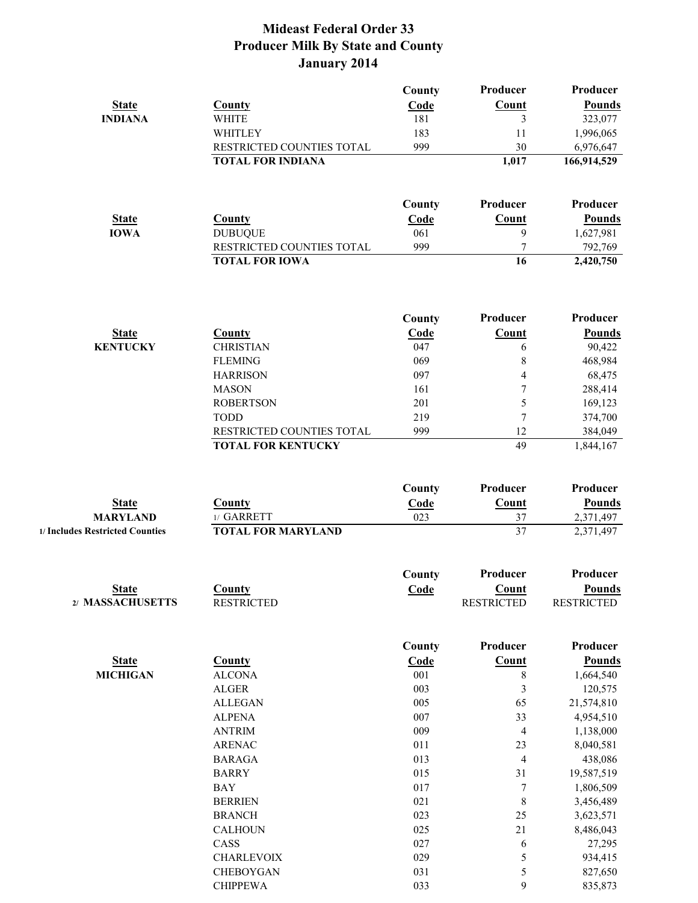# Mideast Federal Order 33
## Producer Milk By State and County
## January 2014

| State | County | County Code | Producer Count | Producer Pounds |
|---|---|---|---|---|
| INDIANA | WHITE | 181 | 3 | 323,077 |
| | WHITLEY | 183 | 11 | 1,996,065 |
| | RESTRICTED COUNTIES TOTAL | 999 | 30 | 6,976,647 |
| | **TOTAL FOR INDIANA** | | **1,017** | **166,914,529** |

| State | County | County Code | Producer Count | Producer Pounds |
|---|---|---|---|---|
| IOWA | DUBUQUE | 061 | 9 | 1,627,981 |
| | RESTRICTED COUNTIES TOTAL | 999 | 7 | 792,769 |
| | **TOTAL FOR IOWA** | | **16** | **2,420,750** |

| State | County | County Code | Producer Count | Producer Pounds |
|---|---|---|---|---|
| KENTUCKY | CHRISTIAN | 047 | 6 | 90,422 |
| | FLEMING | 069 | 8 | 468,984 |
| | HARRISON | 097 | 4 | 68,475 |
| | MASON | 161 | 7 | 288,414 |
| | ROBERTSON | 201 | 5 | 169,123 |
| | TODD | 219 | 7 | 374,700 |
| | RESTRICTED COUNTIES TOTAL | 999 | 12 | 384,049 |
| | **TOTAL FOR KENTUCKY** | | 49 | 1,844,167 |

| State | County | County Code | Producer Count | Producer Pounds |
|---|---|---|---|---|
| MARYLAND | 1/ GARRETT | 023 | 37 | 2,371,497 |
| 1/ Includes Restricted Counties | **TOTAL FOR MARYLAND** | | 37 | 2,371,497 |

| State | County | County Code | Producer Count | Producer Pounds |
|---|---|---|---|---|
| 2/ MASSACHUSETTS | RESTRICTED | | RESTRICTED | RESTRICTED |

| State | County | County Code | Producer Count | Producer Pounds |
|---|---|---|---|---|
| MICHIGAN | ALCONA | 001 | 8 | 1,664,540 |
| | ALGER | 003 | 3 | 120,575 |
| | ALLEGAN | 005 | 65 | 21,574,810 |
| | ALPENA | 007 | 33 | 4,954,510 |
| | ANTRIM | 009 | 4 | 1,138,000 |
| | ARENAC | 011 | 23 | 8,040,581 |
| | BARAGA | 013 | 4 | 438,086 |
| | BARRY | 015 | 31 | 19,587,519 |
| | BAY | 017 | 7 | 1,806,509 |
| | BERRIEN | 021 | 8 | 3,456,489 |
| | BRANCH | 023 | 25 | 3,623,571 |
| | CALHOUN | 025 | 21 | 8,486,043 |
| | CASS | 027 | 6 | 27,295 |
| | CHARLEVOIX | 029 | 5 | 934,415 |
| | CHEBOYGAN | 031 | 5 | 827,650 |
| | CHIPPEWA | 033 | 9 | 835,873 |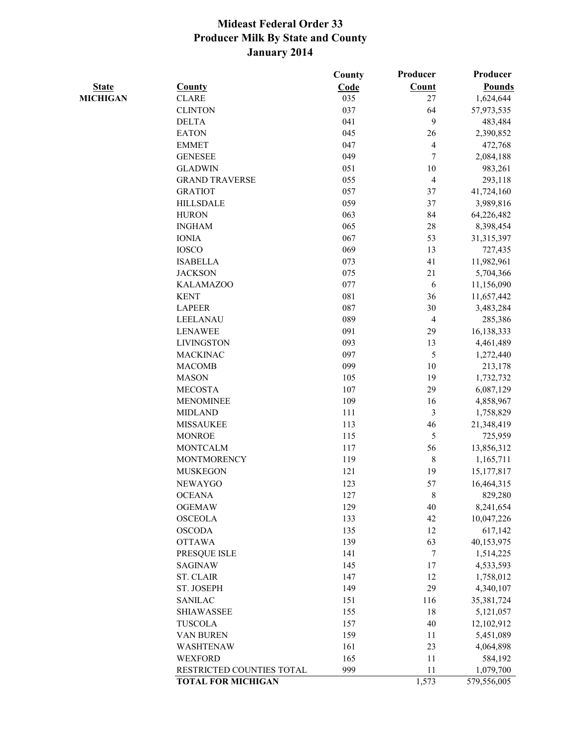# Mideast Federal Order 33
## Producer Milk By State and County
### January 2014

| State | County | County Code | Producer Count | Producer Pounds |
|---|---|---|---|---|
| MICHIGAN | CLARE | 035 | 27 | 1,624,644 |
| | CLINTON | 037 | 64 | 57,973,535 |
| | DELTA | 041 | 9 | 483,484 |
| | EATON | 045 | 26 | 2,390,852 |
| | EMMET | 047 | 4 | 472,768 |
| | GENESEE | 049 | 7 | 2,084,188 |
| | GLADWIN | 051 | 10 | 983,261 |
| | GRAND TRAVERSE | 055 | 4 | 293,118 |
| | GRATIOT | 057 | 37 | 41,724,160 |
| | HILLSDALE | 059 | 37 | 3,989,816 |
| | HURON | 063 | 84 | 64,226,482 |
| | INGHAM | 065 | 28 | 8,398,454 |
| | IONIA | 067 | 53 | 31,315,397 |
| | IOSCO | 069 | 13 | 727,435 |
| | ISABELLA | 073 | 41 | 11,982,961 |
| | JACKSON | 075 | 21 | 5,704,366 |
| | KALAMAZOO | 077 | 6 | 11,156,090 |
| | KENT | 081 | 36 | 11,657,442 |
| | LAPEER | 087 | 30 | 3,483,284 |
| | LEELANAU | 089 | 4 | 285,386 |
| | LENAWEE | 091 | 29 | 16,138,333 |
| | LIVINGSTON | 093 | 13 | 4,461,489 |
| | MACKINAC | 097 | 5 | 1,272,440 |
| | MACOMB | 099 | 10 | 213,178 |
| | MASON | 105 | 19 | 1,732,732 |
| | MECOSTA | 107 | 29 | 6,087,129 |
| | MENOMINEE | 109 | 16 | 4,858,967 |
| | MIDLAND | 111 | 3 | 1,758,829 |
| | MISSAUKEE | 113 | 46 | 21,348,419 |
| | MONROE | 115 | 5 | 725,959 |
| | MONTCALM | 117 | 56 | 13,856,312 |
| | MONTMORENCY | 119 | 8 | 1,165,711 |
| | MUSKEGON | 121 | 19 | 15,177,817 |
| | NEWAYGO | 123 | 57 | 16,464,315 |
| | OCEANA | 127 | 8 | 829,280 |
| | OGEMAW | 129 | 40 | 8,241,654 |
| | OSCEOLA | 133 | 42 | 10,047,226 |
| | OSCODA | 135 | 12 | 617,142 |
| | OTTAWA | 139 | 63 | 40,153,975 |
| | PRESQUE ISLE | 141 | 7 | 1,514,225 |
| | SAGINAW | 145 | 17 | 4,533,593 |
| | ST. CLAIR | 147 | 12 | 1,758,012 |
| | ST. JOSEPH | 149 | 29 | 4,340,107 |
| | SANILAC | 151 | 116 | 35,381,724 |
| | SHIAWASSEE | 155 | 18 | 5,121,057 |
| | TUSCOLA | 157 | 40 | 12,102,912 |
| | VAN BUREN | 159 | 11 | 5,451,089 |
| | WASHTENAW | 161 | 23 | 4,064,898 |
| | WEXFORD | 165 | 11 | 584,192 |
| | RESTRICTED COUNTIES TOTAL | 999 | 11 | 1,079,700 |
| | **TOTAL FOR MICHIGAN** | | 1,573 | 579,556,005 |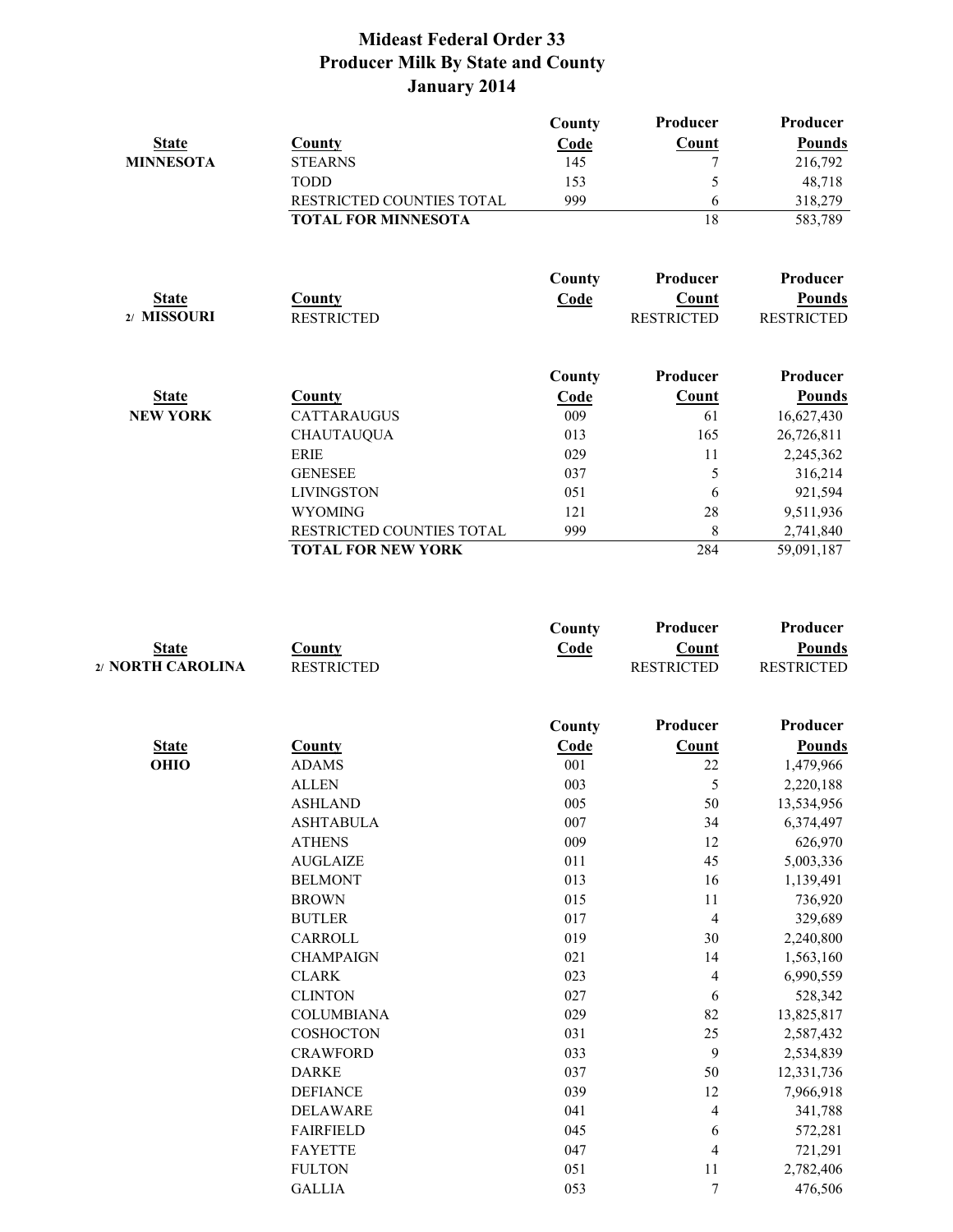# Mideast Federal Order 33
## Producer Milk By State and County
## January 2014

| State | County | County Code | Producer Count | Producer Pounds |
|---|---|---|---|---|
| MINNESOTA | STEARNS | 145 | 7 | 216,792 |
| | TODD | 153 | 5 | 48,718 |
| | RESTRICTED COUNTIES TOTAL | 999 | 6 | 318,279 |
| | **TOTAL FOR MINNESOTA** | | 18 | 583,789 |

| State | County | County Code | Producer Count | Producer Pounds |
|---|---|---|---|---|
| 2/ MISSOURI | RESTRICTED | | RESTRICTED | RESTRICTED |

| State | County | County Code | Producer Count | Producer Pounds |
|---|---|---|---|---|
| NEW YORK | CATTARAUGUS | 009 | 61 | 16,627,430 |
| | CHAUTAUQUA | 013 | 165 | 26,726,811 |
| | ERIE | 029 | 11 | 2,245,362 |
| | GENESEE | 037 | 5 | 316,214 |
| | LIVINGSTON | 051 | 6 | 921,594 |
| | WYOMING | 121 | 28 | 9,511,936 |
| | RESTRICTED COUNTIES TOTAL | 999 | 8 | 2,741,840 |
| | **TOTAL FOR NEW YORK** | | 284 | 59,091,187 |

| State | County | County Code | Producer Count | Producer Pounds |
|---|---|---|---|---|
| 2/ NORTH CAROLINA | RESTRICTED | | RESTRICTED | RESTRICTED |

| State | County | County Code | Producer Count | Producer Pounds |
|---|---|---|---|---|
| OHIO | ADAMS | 001 | 22 | 1,479,966 |
| | ALLEN | 003 | 5 | 2,220,188 |
| | ASHLAND | 005 | 50 | 13,534,956 |
| | ASHTABULA | 007 | 34 | 6,374,497 |
| | ATHENS | 009 | 12 | 626,970 |
| | AUGLAIZE | 011 | 45 | 5,003,336 |
| | BELMONT | 013 | 16 | 1,139,491 |
| | BROWN | 015 | 11 | 736,920 |
| | BUTLER | 017 | 4 | 329,689 |
| | CARROLL | 019 | 30 | 2,240,800 |
| | CHAMPAIGN | 021 | 14 | 1,563,160 |
| | CLARK | 023 | 4 | 6,990,559 |
| | CLINTON | 027 | 6 | 528,342 |
| | COLUMBIANA | 029 | 82 | 13,825,817 |
| | COSHOCTON | 031 | 25 | 2,587,432 |
| | CRAWFORD | 033 | 9 | 2,534,839 |
| | DARKE | 037 | 50 | 12,331,736 |
| | DEFIANCE | 039 | 12 | 7,966,918 |
| | DELAWARE | 041 | 4 | 341,788 |
| | FAIRFIELD | 045 | 6 | 572,281 |
| | FAYETTE | 047 | 4 | 721,291 |
| | FULTON | 051 | 11 | 2,782,406 |
| | GALLIA | 053 | 7 | 476,506 |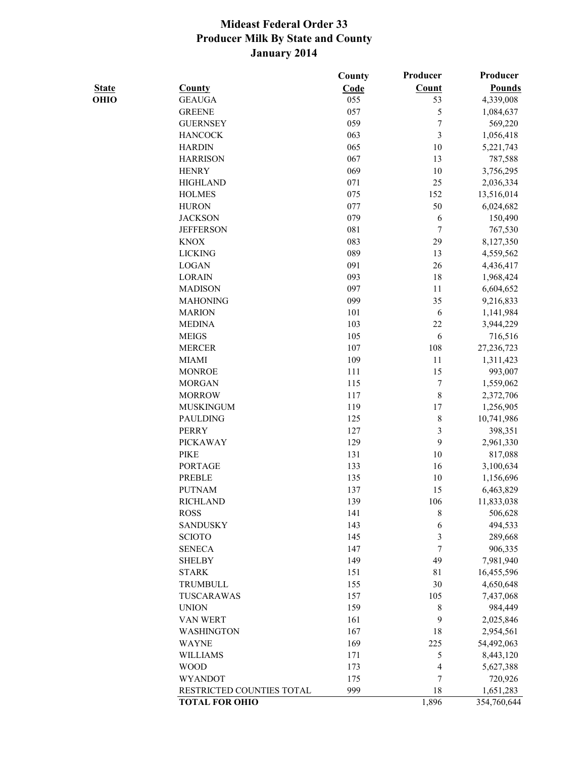# Mideast Federal Order 33
## Producer Milk By State and County
### January 2014

| State | County | County Code | Producer Count | Producer Pounds |
|---|---|---|---|---|
| OHIO | GEAUGA | 055 | 53 | 4,339,008 |
| | GREENE | 057 | 5 | 1,084,637 |
| | GUERNSEY | 059 | 7 | 569,220 |
| | HANCOCK | 063 | 3 | 1,056,418 |
| | HARDIN | 065 | 10 | 5,221,743 |
| | HARRISON | 067 | 13 | 787,588 |
| | HENRY | 069 | 10 | 3,756,295 |
| | HIGHLAND | 071 | 25 | 2,036,334 |
| | HOLMES | 075 | 152 | 13,516,014 |
| | HURON | 077 | 50 | 6,024,682 |
| | JACKSON | 079 | 6 | 150,490 |
| | JEFFERSON | 081 | 7 | 767,530 |
| | KNOX | 083 | 29 | 8,127,350 |
| | LICKING | 089 | 13 | 4,559,562 |
| | LOGAN | 091 | 26 | 4,436,417 |
| | LORAIN | 093 | 18 | 1,968,424 |
| | MADISON | 097 | 11 | 6,604,652 |
| | MAHONING | 099 | 35 | 9,216,833 |
| | MARION | 101 | 6 | 1,141,984 |
| | MEDINA | 103 | 22 | 3,944,229 |
| | MEIGS | 105 | 6 | 716,516 |
| | MERCER | 107 | 108 | 27,236,723 |
| | MIAMI | 109 | 11 | 1,311,423 |
| | MONROE | 111 | 15 | 993,007 |
| | MORGAN | 115 | 7 | 1,559,062 |
| | MORROW | 117 | 8 | 2,372,706 |
| | MUSKINGUM | 119 | 17 | 1,256,905 |
| | PAULDING | 125 | 8 | 10,741,986 |
| | PERRY | 127 | 3 | 398,351 |
| | PICKAWAY | 129 | 9 | 2,961,330 |
| | PIKE | 131 | 10 | 817,088 |
| | PORTAGE | 133 | 16 | 3,100,634 |
| | PREBLE | 135 | 10 | 1,156,696 |
| | PUTNAM | 137 | 15 | 6,463,829 |
| | RICHLAND | 139 | 106 | 11,833,038 |
| | ROSS | 141 | 8 | 506,628 |
| | SANDUSKY | 143 | 6 | 494,533 |
| | SCIOTO | 145 | 3 | 289,668 |
| | SENECA | 147 | 7 | 906,335 |
| | SHELBY | 149 | 49 | 7,981,940 |
| | STARK | 151 | 81 | 16,455,596 |
| | TRUMBULL | 155 | 30 | 4,650,648 |
| | TUSCARAWAS | 157 | 105 | 7,437,068 |
| | UNION | 159 | 8 | 984,449 |
| | VAN WERT | 161 | 9 | 2,025,846 |
| | WASHINGTON | 167 | 18 | 2,954,561 |
| | WAYNE | 169 | 225 | 54,492,063 |
| | WILLIAMS | 171 | 5 | 8,443,120 |
| | WOOD | 173 | 4 | 5,627,388 |
| | WYANDOT | 175 | 7 | 720,926 |
| | RESTRICTED COUNTIES TOTAL | 999 | 18 | 1,651,283 |
| | **TOTAL FOR OHIO** | | 1,896 | 354,760,644 |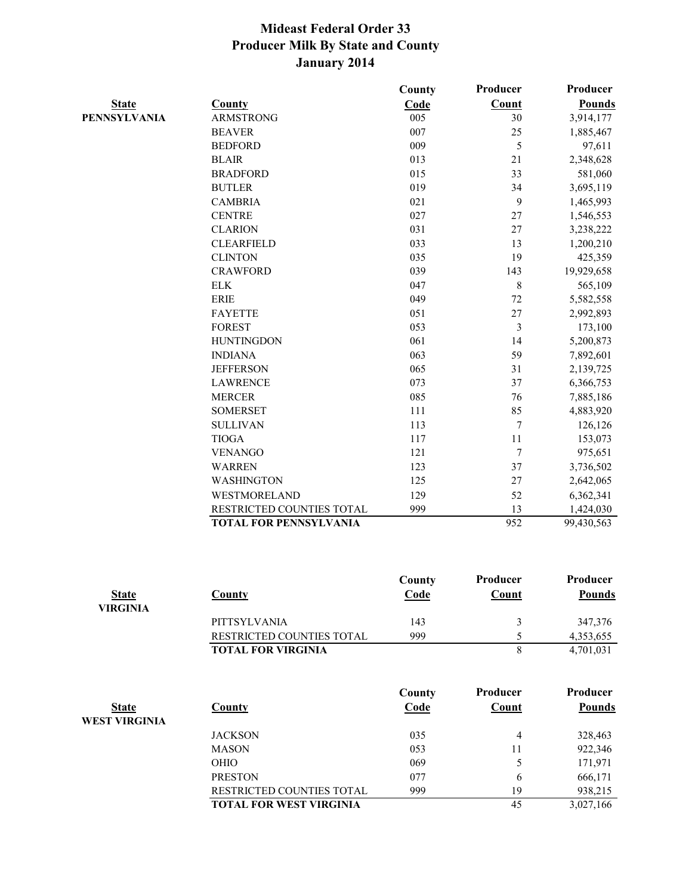# Mideast Federal Order 33
## Producer Milk By State and County
## January 2014

| State | County | County Code | Producer Count | Producer Pounds |
|---|---|---|---|---|
| PENNSYLVANIA | ARMSTRONG | 005 | 30 | 3,914,177 |
| | BEAVER | 007 | 25 | 1,885,467 |
| | BEDFORD | 009 | 5 | 97,611 |
| | BLAIR | 013 | 21 | 2,348,628 |
| | BRADFORD | 015 | 33 | 581,060 |
| | BUTLER | 019 | 34 | 3,695,119 |
| | CAMBRIA | 021 | 9 | 1,465,993 |
| | CENTRE | 027 | 27 | 1,546,553 |
| | CLARION | 031 | 27 | 3,238,222 |
| | CLEARFIELD | 033 | 13 | 1,200,210 |
| | CLINTON | 035 | 19 | 425,359 |
| | CRAWFORD | 039 | 143 | 19,929,658 |
| | ELK | 047 | 8 | 565,109 |
| | ERIE | 049 | 72 | 5,582,558 |
| | FAYETTE | 051 | 27 | 2,992,893 |
| | FOREST | 053 | 3 | 173,100 |
| | HUNTINGDON | 061 | 14 | 5,200,873 |
| | INDIANA | 063 | 59 | 7,892,601 |
| | JEFFERSON | 065 | 31 | 2,139,725 |
| | LAWRENCE | 073 | 37 | 6,366,753 |
| | MERCER | 085 | 76 | 7,885,186 |
| | SOMERSET | 111 | 85 | 4,883,920 |
| | SULLIVAN | 113 | 7 | 126,126 |
| | TIOGA | 117 | 11 | 153,073 |
| | VENANGO | 121 | 7 | 975,651 |
| | WARREN | 123 | 37 | 3,736,502 |
| | WASHINGTON | 125 | 27 | 2,642,065 |
| | WESTMORELAND | 129 | 52 | 6,362,341 |
| | RESTRICTED COUNTIES TOTAL | 999 | 13 | 1,424,030 |
| | **TOTAL FOR PENNSYLVANIA** | | 952 | 99,430,563 |

| State | County | County Code | Producer Count | Producer Pounds |
|---|---|---|---|---|
| VIRGINIA | | | | |
| | PITTSYLVANIA | 143 | 3 | 347,376 |
| | RESTRICTED COUNTIES TOTAL | 999 | 5 | 4,353,655 |
| | **TOTAL FOR VIRGINIA** | | 8 | 4,701,031 |

| State | County | County Code | Producer Count | Producer Pounds |
|---|---|---|---|---|
| WEST VIRGINIA | | | | |
| | JACKSON | 035 | 4 | 328,463 |
| | MASON | 053 | 11 | 922,346 |
| | OHIO | 069 | 5 | 171,971 |
| | PRESTON | 077 | 6 | 666,171 |
| | RESTRICTED COUNTIES TOTAL | 999 | 19 | 938,215 |
| | **TOTAL FOR WEST VIRGINIA** | | 45 | 3,027,166 |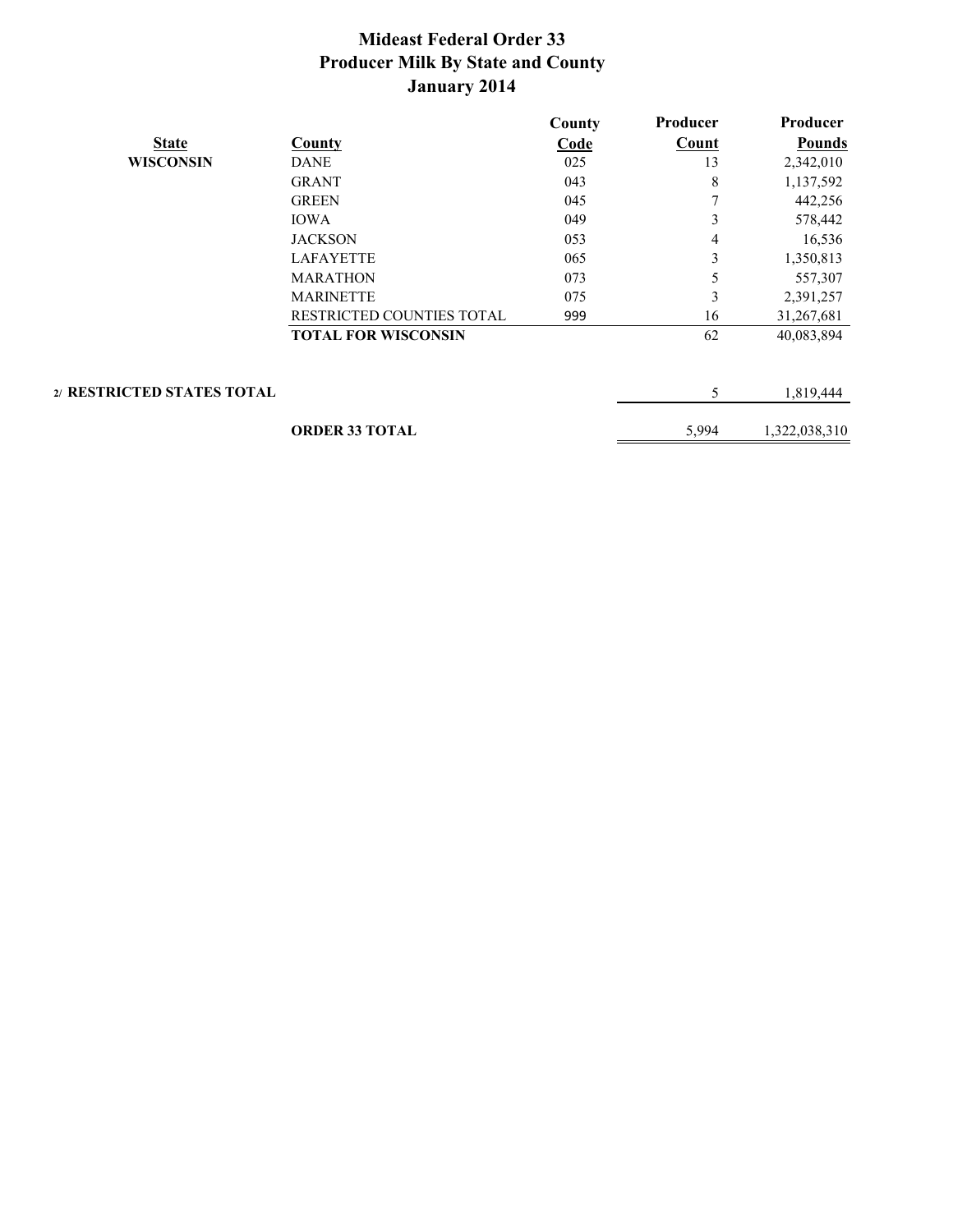# Mideast Federal Order 33
## Producer Milk By State and County
## January 2014

| State | County | County Code | Producer Count | Producer Pounds |
|---|---|---|---|---|
| WISCONSIN | DANE | 025 | 13 | 2,342,010 |
| | GRANT | 043 | 8 | 1,137,592 |
| | GREEN | 045 | 7 | 442,256 |
| | IOWA | 049 | 3 | 578,442 |
| | JACKSON | 053 | 4 | 16,536 |
| | LAFAYETTE | 065 | 3 | 1,350,813 |
| | MARATHON | 073 | 5 | 557,307 |
| | MARINETTE | 075 | 3 | 2,391,257 |
| | RESTRICTED COUNTIES TOTAL | 999 | 16 | 31,267,681 |
| | **TOTAL FOR WISCONSIN** | | 62 | 40,083,894 |
| 2/ **RESTRICTED STATES TOTAL** | | | 5 | 1,819,444 |
| | **ORDER 33 TOTAL** | | 5,994 | 1,322,038,310 |